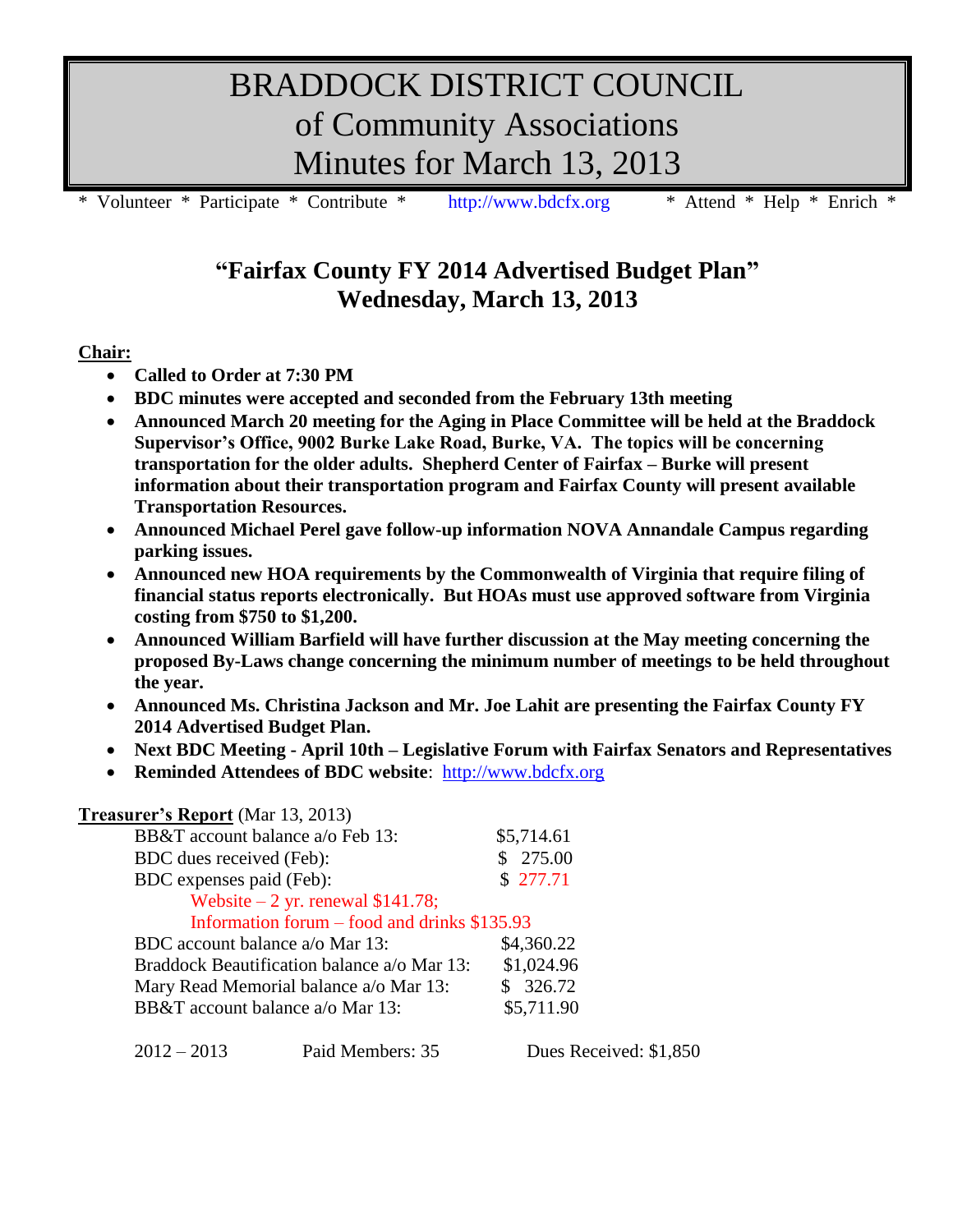# BRADDOCK DISTRICT COUNCIL of Community Associations Minutes for March 13, 2013

* Volunteer * Participate * Contribute * http://www.bdcfx.org * Attend * Help * Enrich *

## "Fairfax County FY 2014 Advertised Budget Plan" Wednesday, March 13, 2013

**Chair:**

- **Called to Order at 7:30 PM**
- **BDC minutes were accepted and seconded from the February 13th meeting**
- **Announced March 20 meeting for the Aging in Place Committee will be held at the Braddock Supervisor's Office, 9002 Burke Lake Road, Burke, VA. The topics will be concerning transportation for the older adults. Shepherd Center of Fairfax – Burke will present information about their transportation program and Fairfax County will present available Transportation Resources.**
- **Announced Michael Perel gave follow-up information NOVA Annandale Campus regarding parking issues.**
- **Announced new HOA requirements by the Commonwealth of Virginia that require filing of financial status reports electronically. But HOAs must use approved software from Virginia costing from $750 to $1,200.**
- **Announced William Barfield will have further discussion at the May meeting concerning the proposed By-Laws change concerning the minimum number of meetings to be held throughout the year.**
- **Announced Ms. Christina Jackson and Mr. Joe Lahit are presenting the Fairfax County FY 2014 Advertised Budget Plan.**
- **Next BDC Meeting - April 10th – Legislative Forum with Fairfax Senators and Representatives**
- **Reminded Attendees of BDC website**: http://www.bdcfx.org

**Treasurer's Report** (Mar 13, 2013)

| | |
|---|---|
| BB&T account balance a/o Feb 13: | $5,714.61 |
| BDC dues received (Feb): | $ 275.00 |
| BDC expenses paid (Feb): | $ 277.71 |
| Website – 2 yr. renewal $141.78; | |
| Information forum – food and drinks $135.93 | |
| BDC account balance a/o Mar 13: | $4,360.22 |
| Braddock Beautification balance a/o Mar 13: | $1,024.96 |
| Mary Read Memorial balance a/o Mar 13: | $ 326.72 |
| BB&T account balance a/o Mar 13: | $5,711.90 |

2012 – 2013 Paid Members: 35 Dues Received: $1,850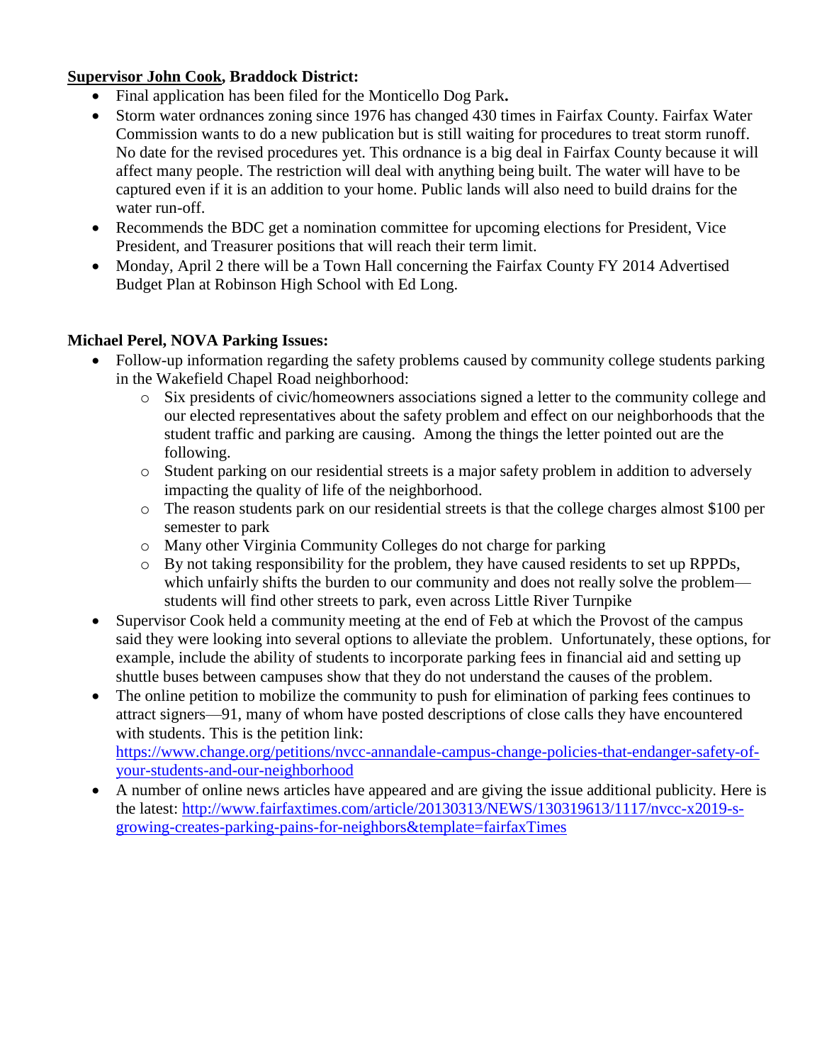**<u>Supervisor John Cook</u>, Braddock District:**

- Final application has been filed for the Monticello Dog Park**.**
- Storm water ordnances zoning since 1976 has changed 430 times in Fairfax County. Fairfax Water Commission wants to do a new publication but is still waiting for procedures to treat storm runoff. No date for the revised procedures yet. This ordnance is a big deal in Fairfax County because it will affect many people. The restriction will deal with anything being built. The water will have to be captured even if it is an addition to your home. Public lands will also need to build drains for the water run-off.
- Recommends the BDC get a nomination committee for upcoming elections for President, Vice President, and Treasurer positions that will reach their term limit.
- Monday, April 2 there will be a Town Hall concerning the Fairfax County FY 2014 Advertised Budget Plan at Robinson High School with Ed Long.

**Michael Perel, NOVA Parking Issues:**

- Follow-up information regarding the safety problems caused by community college students parking in the Wakefield Chapel Road neighborhood:
  - Six presidents of civic/homeowners associations signed a letter to the community college and our elected representatives about the safety problem and effect on our neighborhoods that the student traffic and parking are causing. Among the things the letter pointed out are the following.
  - Student parking on our residential streets is a major safety problem in addition to adversely impacting the quality of life of the neighborhood.
  - The reason students park on our residential streets is that the college charges almost $100 per semester to park
  - Many other Virginia Community Colleges do not charge for parking
  - By not taking responsibility for the problem, they have caused residents to set up RPPDs, which unfairly shifts the burden to our community and does not really solve the problem—students will find other streets to park, even across Little River Turnpike
- Supervisor Cook held a community meeting at the end of Feb at which the Provost of the campus said they were looking into several options to alleviate the problem. Unfortunately, these options, for example, include the ability of students to incorporate parking fees in financial aid and setting up shuttle buses between campuses show that they do not understand the causes of the problem.
- The online petition to mobilize the community to push for elimination of parking fees continues to attract signers—91, many of whom have posted descriptions of close calls they have encountered with students. This is the petition link: https://www.change.org/petitions/nvcc-annandale-campus-change-policies-that-endanger-safety-of-your-students-and-our-neighborhood
- A number of online news articles have appeared and are giving the issue additional publicity. Here is the latest: http://www.fairfaxtimes.com/article/20130313/NEWS/130319613/1117/nvcc-x2019-s-growing-creates-parking-pains-for-neighbors&template=fairfaxTimes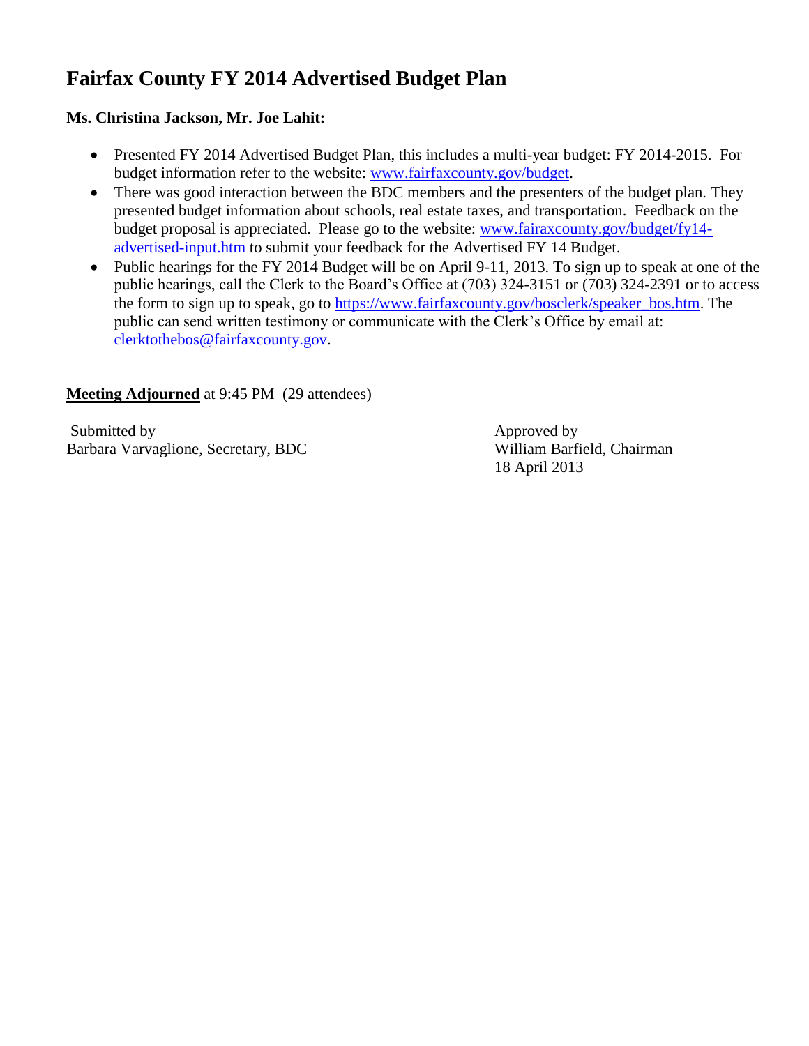## Fairfax County FY 2014 Advertised Budget Plan

**Ms. Christina Jackson, Mr. Joe Lahit:**

- Presented FY 2014 Advertised Budget Plan, this includes a multi-year budget: FY 2014-2015. For budget information refer to the website: [www.fairfaxcounty.gov/budget](www.fairfaxcounty.gov/budget).
- There was good interaction between the BDC members and the presenters of the budget plan. They presented budget information about schools, real estate taxes, and transportation. Feedback on the budget proposal is appreciated. Please go to the website: [www.fairaxcounty.gov/budget/fy14-advertised-input.htm](www.fairaxcounty.gov/budget/fy14-advertised-input.htm) to submit your feedback for the Advertised FY 14 Budget.
- Public hearings for the FY 2014 Budget will be on April 9-11, 2013. To sign up to speak at one of the public hearings, call the Clerk to the Board's Office at (703) 324-3151 or (703) 324-2391 or to access the form to sign up to speak, go to [https://www.fairfaxcounty.gov/bosclerk/speaker_bos.htm](https://www.fairfaxcounty.gov/bosclerk/speaker_bos.htm). The public can send written testimony or communicate with the Clerk's Office by email at: [clerktothebos@fairfaxcounty.gov](mailto:clerktothebos@fairfaxcounty.gov).

**Meeting Adjourned** at 9:45 PM (29 attendees)

Submitted by
Barbara Varvaglione, Secretary, BDC

Approved by
William Barfield, Chairman
18 April 2013